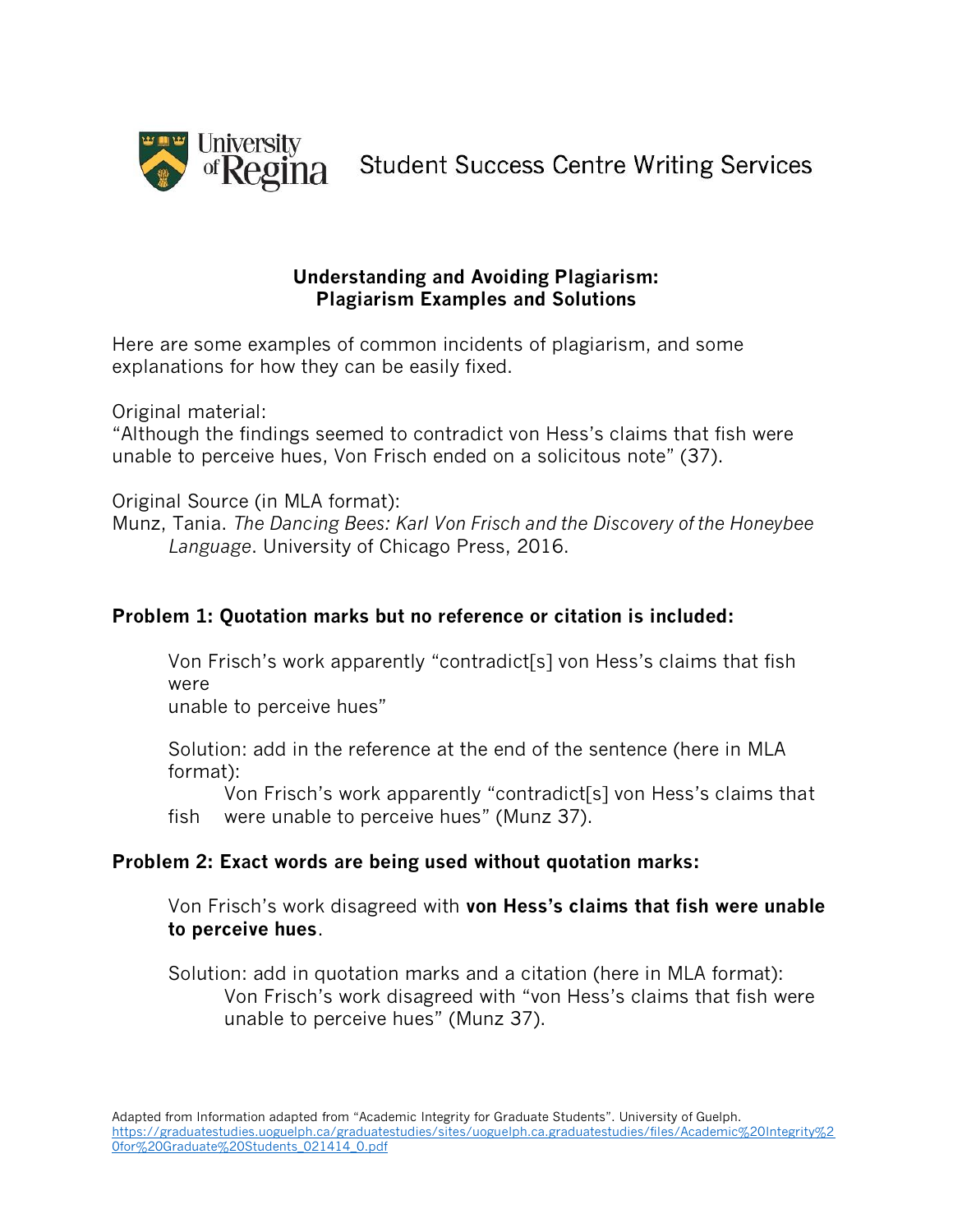University of Regina Student Success Centre Writing Services

## Understanding and Avoiding Plagiarism: Plagiarism Examples and Solutions

Here are some examples of common incidents of plagiarism, and some explanations for how they can be easily fixed.

Original material:
"Although the findings seemed to contradict von Hess's claims that fish were unable to perceive hues, Von Frisch ended on a solicitous note" (37).

Original Source (in MLA format):
Munz, Tania. *The Dancing Bees: Karl Von Frisch and the Discovery of the Honeybee Language*. University of Chicago Press, 2016.

### Problem 1: Quotation marks but no reference or citation is included:

Von Frisch's work apparently "contradict[s] von Hess's claims that fish were unable to perceive hues"

Solution: add in the reference at the end of the sentence (here in MLA format):

Von Frisch's work apparently "contradict[s] von Hess's claims that fish were unable to perceive hues" (Munz 37).

### Problem 2: Exact words are being used without quotation marks:

Von Frisch's work disagreed with **von Hess's claims that fish were unable to perceive hues**.

Solution: add in quotation marks and a citation (here in MLA format):

Von Frisch's work disagreed with "von Hess's claims that fish were unable to perceive hues" (Munz 37).

Adapted from Information adapted from "Academic Integrity for Graduate Students". University of Guelph. https://graduatestudies.uoguelph.ca/graduatestudies/sites/uoguelph.ca.graduatestudies/files/Academic%20Integrity%20for%20Graduate%20Students_021414_0.pdf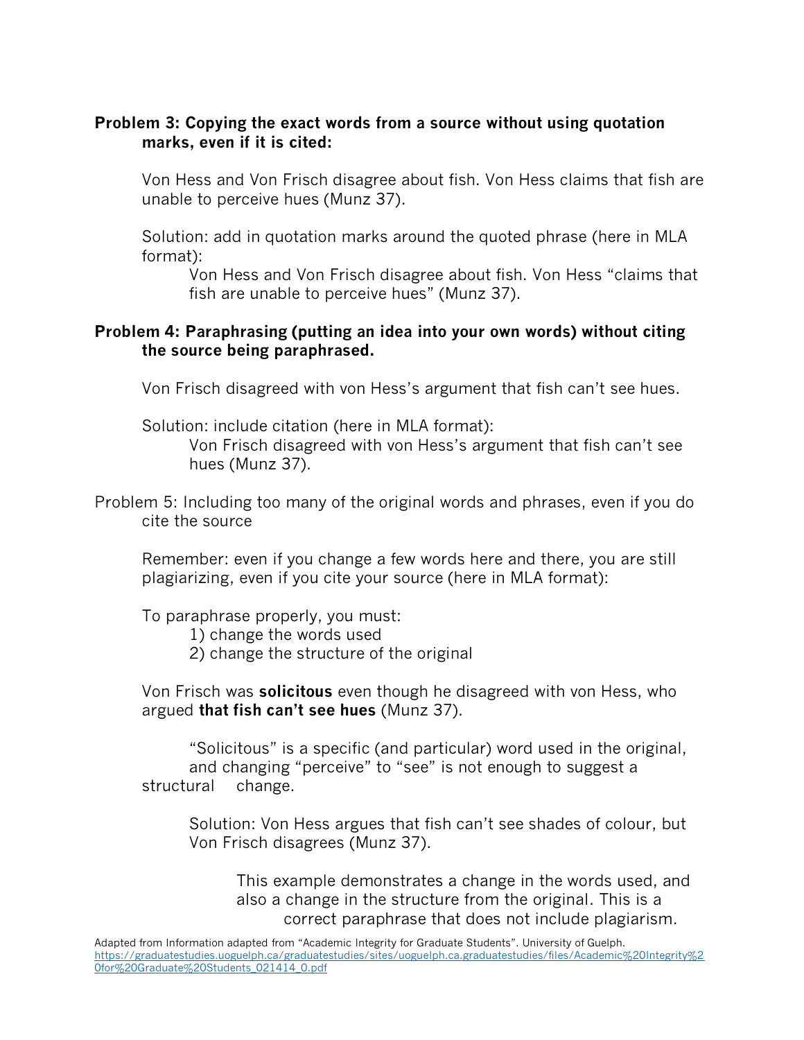**Problem 3: Copying the exact words from a source without using quotation marks, even if it is cited:**

Von Hess and Von Frisch disagree about fish. Von Hess claims that fish are unable to perceive hues (Munz 37).

Solution: add in quotation marks around the quoted phrase (here in MLA format):

> Von Hess and Von Frisch disagree about fish. Von Hess "claims that fish are unable to perceive hues" (Munz 37).

**Problem 4: Paraphrasing (putting an idea into your own words) without citing the source being paraphrased.**

Von Frisch disagreed with von Hess's argument that fish can't see hues.

Solution: include citation (here in MLA format):

> Von Frisch disagreed with von Hess's argument that fish can't see hues (Munz 37).

Problem 5: Including too many of the original words and phrases, even if you do cite the source

Remember: even if you change a few words here and there, you are still plagiarizing, even if you cite your source (here in MLA format):

To paraphrase properly, you must:

1) change the words used
2) change the structure of the original

Von Frisch was **solicitous** even though he disagreed with von Hess, who argued **that fish can't see hues** (Munz 37).

> "Solicitous" is a specific (and particular) word used in the original, and changing "perceive" to "see" is not enough to suggest a structural change.

> Solution: Von Hess argues that fish can't see shades of colour, but Von Frisch disagrees (Munz 37).

> > This example demonstrates a change in the words used, and also a change in the structure from the original. This is a correct paraphrase that does not include plagiarism.

Adapted from Information adapted from "Academic Integrity for Graduate Students". University of Guelph. https://graduatestudies.uoguelph.ca/graduatestudies/sites/uoguelph.ca.graduatestudies/files/Academic%20Integrity%20for%20Graduate%20Students_021414_0.pdf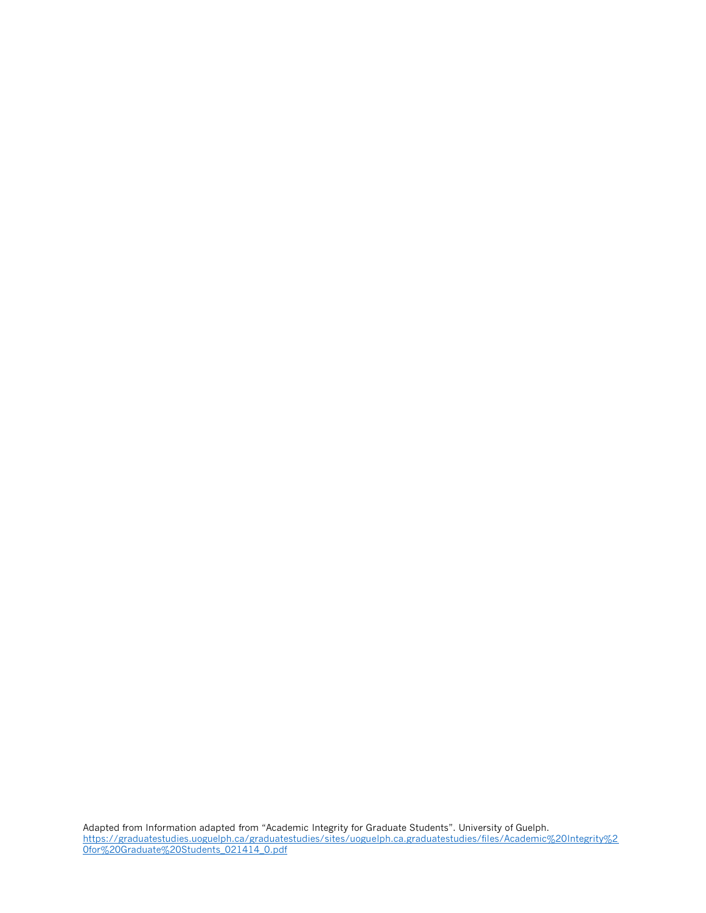Adapted from Information adapted from “Academic Integrity for Graduate Students”. University of Guelph.
https://graduatestudies.uoguelph.ca/graduatestudies/sites/uoguelph.ca.graduatestudies/files/Academic%20Integrity%20for%20Graduate%20Students_021414_0.pdf